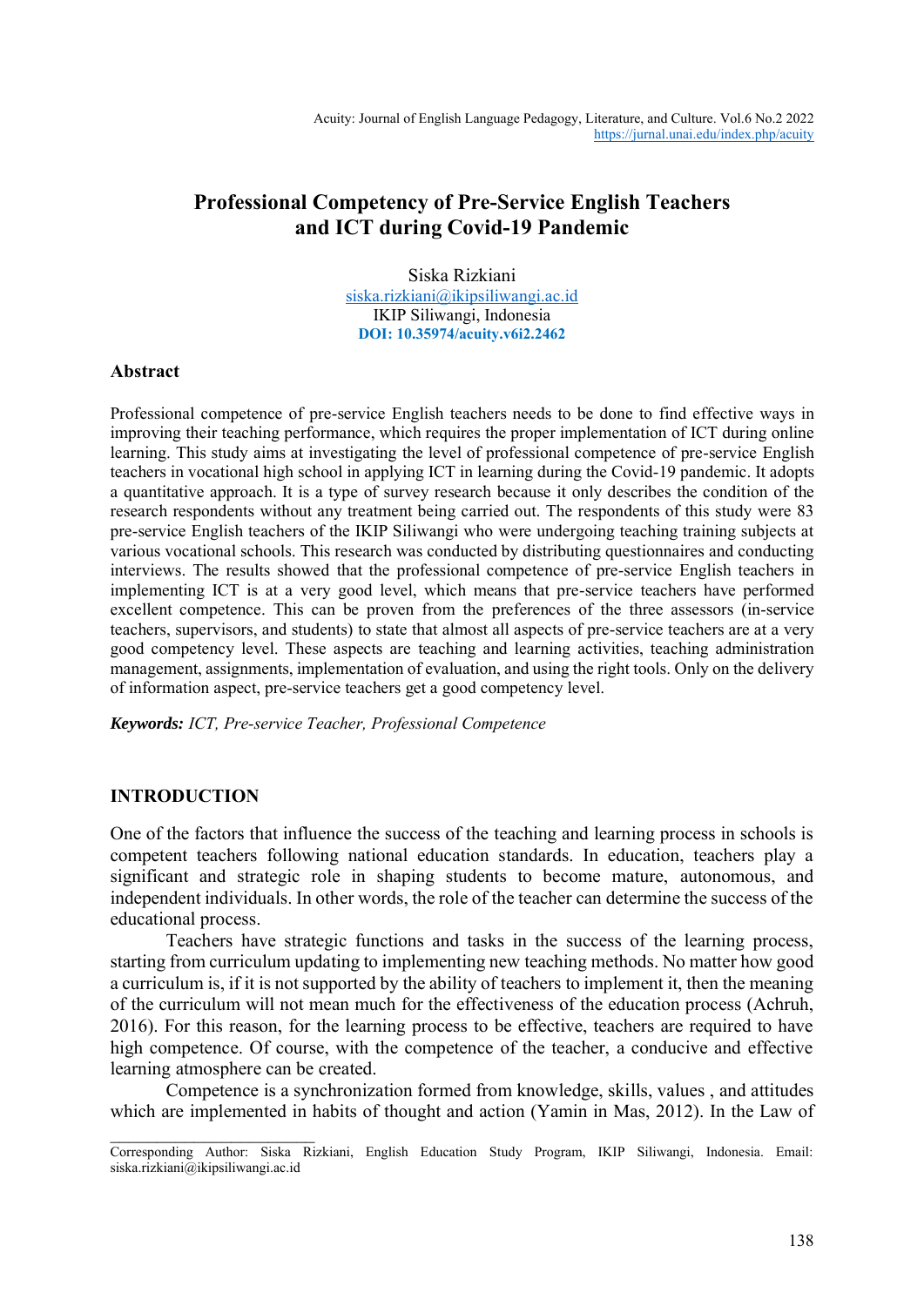# Professional Competency of Pre-Service English Teachers and ICT during Covid-19 Pandemic

Siska Rizkiani
siska.rizkiani@ikipsiliwangi.ac.id
IKIP Siliwangi, Indonesia
**DOI: 10.35974/acuity.v6i2.2462**

## Abstract

Professional competence of pre-service English teachers needs to be done to find effective ways in improving their teaching performance, which requires the proper implementation of ICT during online learning. This study aims at investigating the level of professional competence of pre-service English teachers in vocational high school in applying ICT in learning during the Covid-19 pandemic. It adopts a quantitative approach. It is a type of survey research because it only describes the condition of the research respondents without any treatment being carried out. The respondents of this study were 83 pre-service English teachers of the IKIP Siliwangi who were undergoing teaching training subjects at various vocational schools. This research was conducted by distributing questionnaires and conducting interviews. The results showed that the professional competence of pre-service English teachers in implementing ICT is at a very good level, which means that pre-service teachers have performed excellent competence. This can be proven from the preferences of the three assessors (in-service teachers, supervisors, and students) to state that almost all aspects of pre-service teachers are at a very good competency level. These aspects are teaching and learning activities, teaching administration management, assignments, implementation of evaluation, and using the right tools. Only on the delivery of information aspect, pre-service teachers get a good competency level.

***Keywords:*** *ICT, Pre-service Teacher, Professional Competence*

## INTRODUCTION

One of the factors that influence the success of the teaching and learning process in schools is competent teachers following national education standards. In education, teachers play a significant and strategic role in shaping students to become mature, autonomous, and independent individuals. In other words, the role of the teacher can determine the success of the educational process.

Teachers have strategic functions and tasks in the success of the learning process, starting from curriculum updating to implementing new teaching methods. No matter how good a curriculum is, if it is not supported by the ability of teachers to implement it, then the meaning of the curriculum will not mean much for the effectiveness of the education process (Achruh, 2016). For this reason, for the learning process to be effective, teachers are required to have high competence. Of course, with the competence of the teacher, a conducive and effective learning atmosphere can be created.

Competence is a synchronization formed from knowledge, skills, values , and attitudes which are implemented in habits of thought and action (Yamin in Mas, 2012). In the Law of

Corresponding Author: Siska Rizkiani, English Education Study Program, IKIP Siliwangi, Indonesia. Email: siska.rizkiani@ikipsiliwangi.ac.id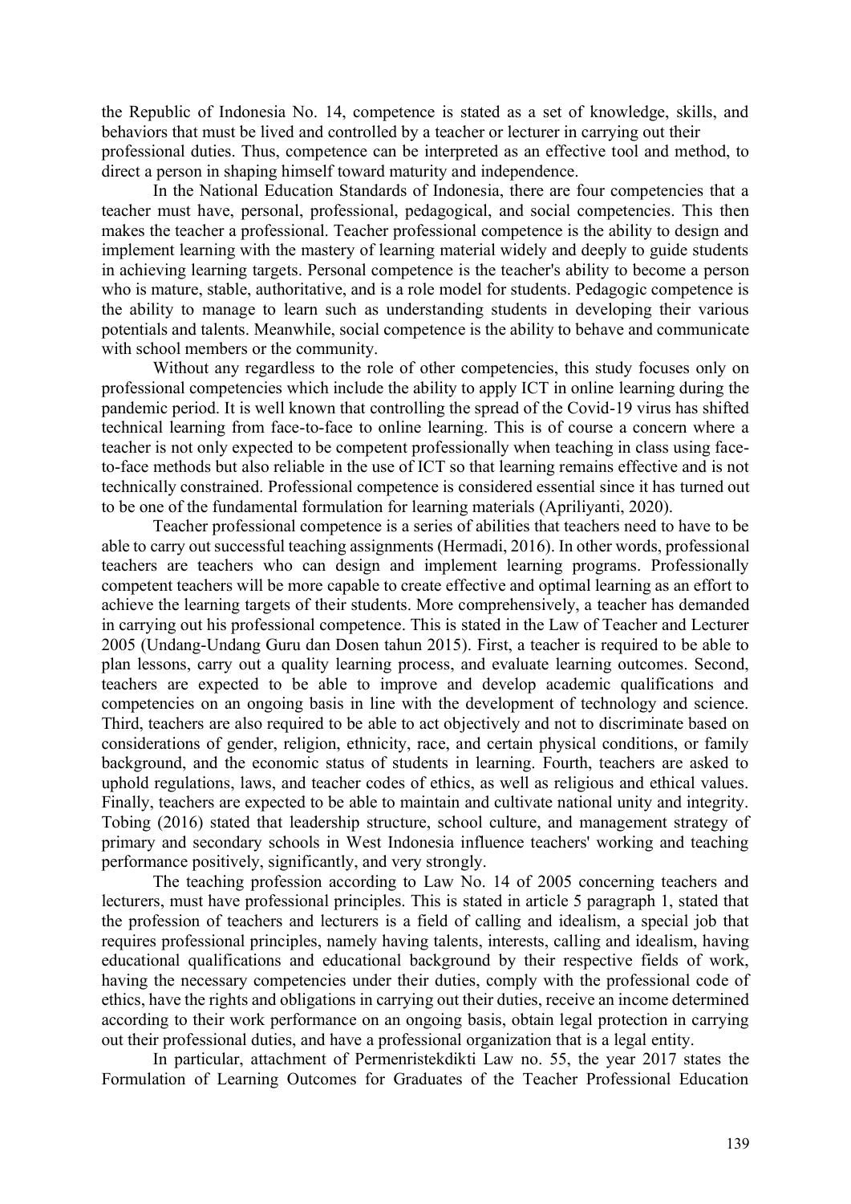the Republic of Indonesia No. 14, competence is stated as a set of knowledge, skills, and behaviors that must be lived and controlled by a teacher or lecturer in carrying out their professional duties. Thus, competence can be interpreted as an effective tool and method, to direct a person in shaping himself toward maturity and independence.

In the National Education Standards of Indonesia, there are four competencies that a teacher must have, personal, professional, pedagogical, and social competencies. This then makes the teacher a professional. Teacher professional competence is the ability to design and implement learning with the mastery of learning material widely and deeply to guide students in achieving learning targets. Personal competence is the teacher's ability to become a person who is mature, stable, authoritative, and is a role model for students. Pedagogic competence is the ability to manage to learn such as understanding students in developing their various potentials and talents. Meanwhile, social competence is the ability to behave and communicate with school members or the community.

Without any regardless to the role of other competencies, this study focuses only on professional competencies which include the ability to apply ICT in online learning during the pandemic period. It is well known that controlling the spread of the Covid-19 virus has shifted technical learning from face-to-face to online learning. This is of course a concern where a teacher is not only expected to be competent professionally when teaching in class using face-to-face methods but also reliable in the use of ICT so that learning remains effective and is not technically constrained. Professional competence is considered essential since it has turned out to be one of the fundamental formulation for learning materials (Apriliyanti, 2020).

Teacher professional competence is a series of abilities that teachers need to have to be able to carry out successful teaching assignments (Hermadi, 2016). In other words, professional teachers are teachers who can design and implement learning programs. Professionally competent teachers will be more capable to create effective and optimal learning as an effort to achieve the learning targets of their students. More comprehensively, a teacher has demanded in carrying out his professional competence. This is stated in the Law of Teacher and Lecturer 2005 (Undang-Undang Guru dan Dosen tahun 2015). First, a teacher is required to be able to plan lessons, carry out a quality learning process, and evaluate learning outcomes. Second, teachers are expected to be able to improve and develop academic qualifications and competencies on an ongoing basis in line with the development of technology and science. Third, teachers are also required to be able to act objectively and not to discriminate based on considerations of gender, religion, ethnicity, race, and certain physical conditions, or family background, and the economic status of students in learning. Fourth, teachers are asked to uphold regulations, laws, and teacher codes of ethics, as well as religious and ethical values. Finally, teachers are expected to be able to maintain and cultivate national unity and integrity. Tobing (2016) stated that leadership structure, school culture, and management strategy of primary and secondary schools in West Indonesia influence teachers' working and teaching performance positively, significantly, and very strongly.

The teaching profession according to Law No. 14 of 2005 concerning teachers and lecturers, must have professional principles. This is stated in article 5 paragraph 1, stated that the profession of teachers and lecturers is a field of calling and idealism, a special job that requires professional principles, namely having talents, interests, calling and idealism, having educational qualifications and educational background by their respective fields of work, having the necessary competencies under their duties, comply with the professional code of ethics, have the rights and obligations in carrying out their duties, receive an income determined according to their work performance on an ongoing basis, obtain legal protection in carrying out their professional duties, and have a professional organization that is a legal entity.

In particular, attachment of Permenristekdikti Law no. 55, the year 2017 states the Formulation of Learning Outcomes for Graduates of the Teacher Professional Education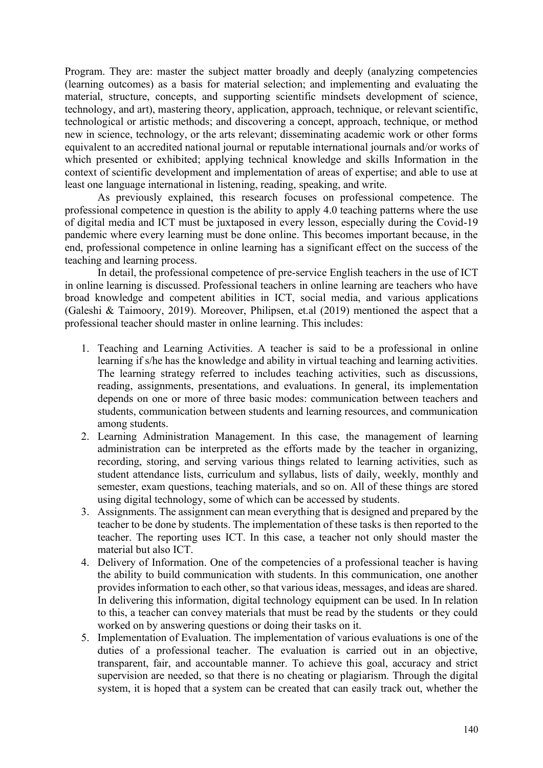Program. They are: master the subject matter broadly and deeply (analyzing competencies (learning outcomes) as a basis for material selection; and implementing and evaluating the material, structure, concepts, and supporting scientific mindsets development of science, technology, and art), mastering theory, application, approach, technique, or relevant scientific, technological or artistic methods; and discovering a concept, approach, technique, or method new in science, technology, or the arts relevant; disseminating academic work or other forms equivalent to an accredited national journal or reputable international journals and/or works of which presented or exhibited; applying technical knowledge and skills Information in the context of scientific development and implementation of areas of expertise; and able to use at least one language international in listening, reading, speaking, and write.

As previously explained, this research focuses on professional competence. The professional competence in question is the ability to apply 4.0 teaching patterns where the use of digital media and ICT must be juxtaposed in every lesson, especially during the Covid-19 pandemic where every learning must be done online. This becomes important because, in the end, professional competence in online learning has a significant effect on the success of the teaching and learning process.

In detail, the professional competence of pre-service English teachers in the use of ICT in online learning is discussed. Professional teachers in online learning are teachers who have broad knowledge and competent abilities in ICT, social media, and various applications (Galeshi & Taimoory, 2019). Moreover, Philipsen, et.al (2019) mentioned the aspect that a professional teacher should master in online learning. This includes:

1. Teaching and Learning Activities. A teacher is said to be a professional in online learning if s/he has the knowledge and ability in virtual teaching and learning activities. The learning strategy referred to includes teaching activities, such as discussions, reading, assignments, presentations, and evaluations. In general, its implementation depends on one or more of three basic modes: communication between teachers and students, communication between students and learning resources, and communication among students.
2. Learning Administration Management. In this case, the management of learning administration can be interpreted as the efforts made by the teacher in organizing, recording, storing, and serving various things related to learning activities, such as student attendance lists, curriculum and syllabus, lists of daily, weekly, monthly and semester, exam questions, teaching materials, and so on. All of these things are stored using digital technology, some of which can be accessed by students.
3. Assignments. The assignment can mean everything that is designed and prepared by the teacher to be done by students. The implementation of these tasks is then reported to the teacher. The reporting uses ICT. In this case, a teacher not only should master the material but also ICT.
4. Delivery of Information. One of the competencies of a professional teacher is having the ability to build communication with students. In this communication, one another provides information to each other, so that various ideas, messages, and ideas are shared. In delivering this information, digital technology equipment can be used. In In relation to this, a teacher can convey materials that must be read by the students or they could worked on by answering questions or doing their tasks on it.
5. Implementation of Evaluation. The implementation of various evaluations is one of the duties of a professional teacher. The evaluation is carried out in an objective, transparent, fair, and accountable manner. To achieve this goal, accuracy and strict supervision are needed, so that there is no cheating or plagiarism. Through the digital system, it is hoped that a system can be created that can easily track out, whether the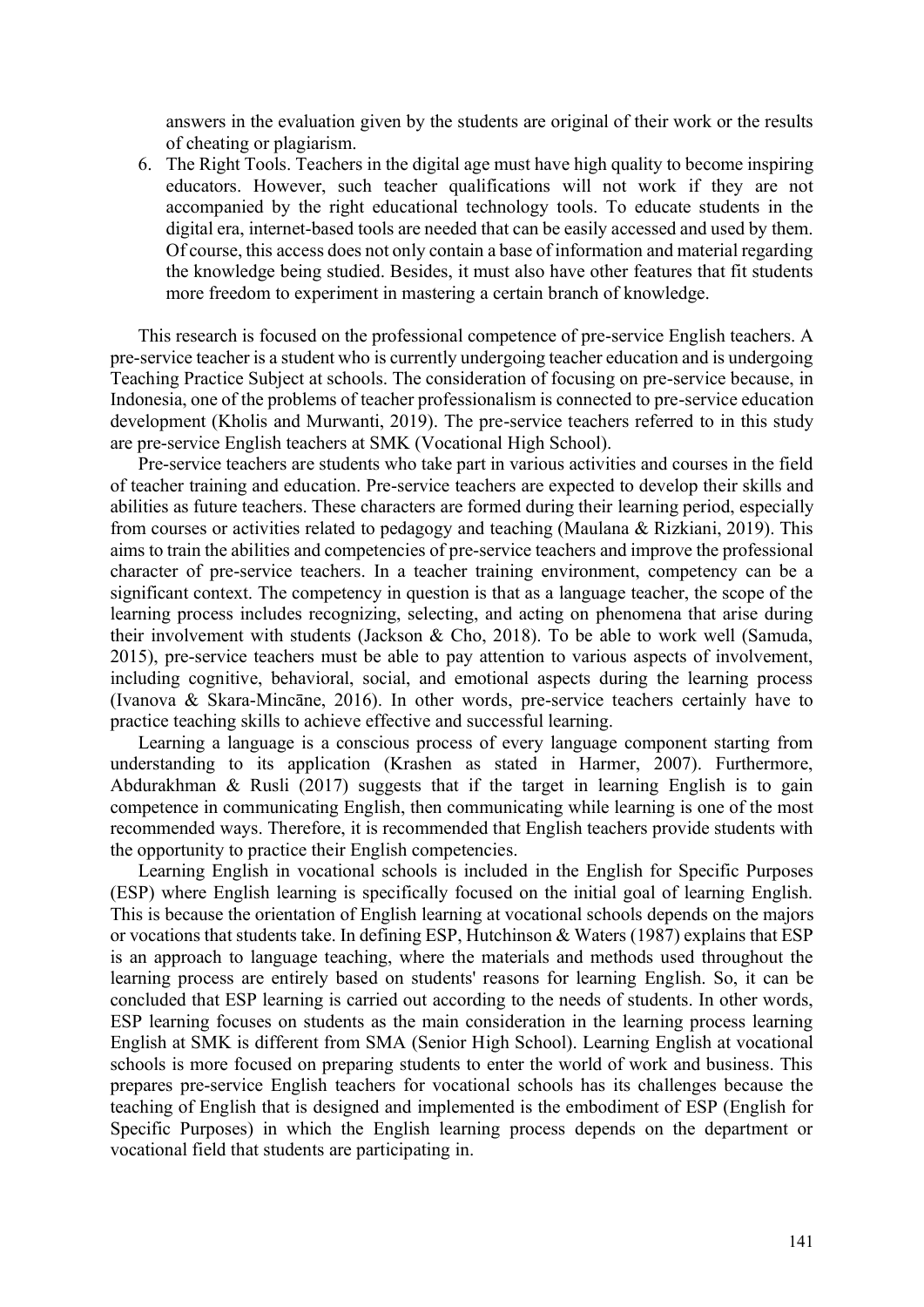answers in the evaluation given by the students are original of their work or the results of cheating or plagiarism.

6. The Right Tools. Teachers in the digital age must have high quality to become inspiring educators. However, such teacher qualifications will not work if they are not accompanied by the right educational technology tools. To educate students in the digital era, internet-based tools are needed that can be easily accessed and used by them. Of course, this access does not only contain a base of information and material regarding the knowledge being studied. Besides, it must also have other features that fit students more freedom to experiment in mastering a certain branch of knowledge.

This research is focused on the professional competence of pre-service English teachers. A pre-service teacher is a student who is currently undergoing teacher education and is undergoing Teaching Practice Subject at schools. The consideration of focusing on pre-service because, in Indonesia, one of the problems of teacher professionalism is connected to pre-service education development (Kholis and Murwanti, 2019). The pre-service teachers referred to in this study are pre-service English teachers at SMK (Vocational High School).

Pre-service teachers are students who take part in various activities and courses in the field of teacher training and education. Pre-service teachers are expected to develop their skills and abilities as future teachers. These characters are formed during their learning period, especially from courses or activities related to pedagogy and teaching (Maulana & Rizkiani, 2019). This aims to train the abilities and competencies of pre-service teachers and improve the professional character of pre-service teachers. In a teacher training environment, competency can be a significant context. The competency in question is that as a language teacher, the scope of the learning process includes recognizing, selecting, and acting on phenomena that arise during their involvement with students (Jackson & Cho, 2018). To be able to work well (Samuda, 2015), pre-service teachers must be able to pay attention to various aspects of involvement, including cognitive, behavioral, social, and emotional aspects during the learning process (Ivanova & Skara-Mincāne, 2016). In other words, pre-service teachers certainly have to practice teaching skills to achieve effective and successful learning.

Learning a language is a conscious process of every language component starting from understanding to its application (Krashen as stated in Harmer, 2007). Furthermore, Abdurakhman & Rusli (2017) suggests that if the target in learning English is to gain competence in communicating English, then communicating while learning is one of the most recommended ways. Therefore, it is recommended that English teachers provide students with the opportunity to practice their English competencies.

Learning English in vocational schools is included in the English for Specific Purposes (ESP) where English learning is specifically focused on the initial goal of learning English. This is because the orientation of English learning at vocational schools depends on the majors or vocations that students take. In defining ESP, Hutchinson & Waters (1987) explains that ESP is an approach to language teaching, where the materials and methods used throughout the learning process are entirely based on students' reasons for learning English. So, it can be concluded that ESP learning is carried out according to the needs of students. In other words, ESP learning focuses on students as the main consideration in the learning process learning English at SMK is different from SMA (Senior High School). Learning English at vocational schools is more focused on preparing students to enter the world of work and business. This prepares pre-service English teachers for vocational schools has its challenges because the teaching of English that is designed and implemented is the embodiment of ESP (English for Specific Purposes) in which the English learning process depends on the department or vocational field that students are participating in.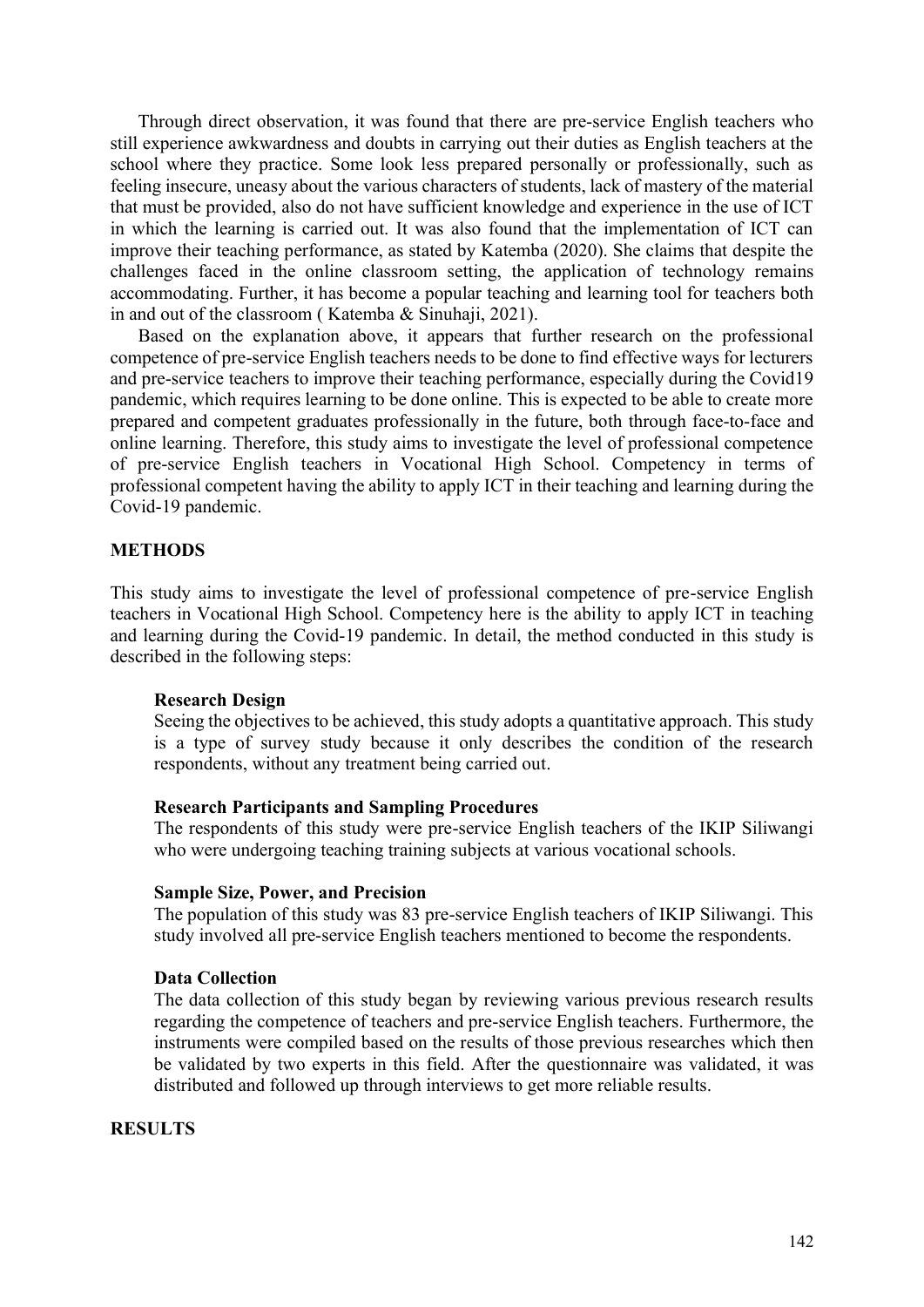Through direct observation, it was found that there are pre-service English teachers who still experience awkwardness and doubts in carrying out their duties as English teachers at the school where they practice. Some look less prepared personally or professionally, such as feeling insecure, uneasy about the various characters of students, lack of mastery of the material that must be provided, also do not have sufficient knowledge and experience in the use of ICT in which the learning is carried out. It was also found that the implementation of ICT can improve their teaching performance, as stated by Katemba (2020). She claims that despite the challenges faced in the online classroom setting, the application of technology remains accommodating. Further, it has become a popular teaching and learning tool for teachers both in and out of the classroom ( Katemba & Sinuhaji, 2021).

Based on the explanation above, it appears that further research on the professional competence of pre-service English teachers needs to be done to find effective ways for lecturers and pre-service teachers to improve their teaching performance, especially during the Covid19 pandemic, which requires learning to be done online. This is expected to be able to create more prepared and competent graduates professionally in the future, both through face-to-face and online learning. Therefore, this study aims to investigate the level of professional competence of pre-service English teachers in Vocational High School. Competency in terms of professional competent having the ability to apply ICT in their teaching and learning during the Covid-19 pandemic.

## METHODS

This study aims to investigate the level of professional competence of pre-service English teachers in Vocational High School. Competency here is the ability to apply ICT in teaching and learning during the Covid-19 pandemic. In detail, the method conducted in this study is described in the following steps:

### Research Design

Seeing the objectives to be achieved, this study adopts a quantitative approach. This study is a type of survey study because it only describes the condition of the research respondents, without any treatment being carried out.

### Research Participants and Sampling Procedures

The respondents of this study were pre-service English teachers of the IKIP Siliwangi who were undergoing teaching training subjects at various vocational schools.

### Sample Size, Power, and Precision

The population of this study was 83 pre-service English teachers of IKIP Siliwangi. This study involved all pre-service English teachers mentioned to become the respondents.

### Data Collection

The data collection of this study began by reviewing various previous research results regarding the competence of teachers and pre-service English teachers. Furthermore, the instruments were compiled based on the results of those previous researches which then be validated by two experts in this field. After the questionnaire was validated, it was distributed and followed up through interviews to get more reliable results.

## RESULTS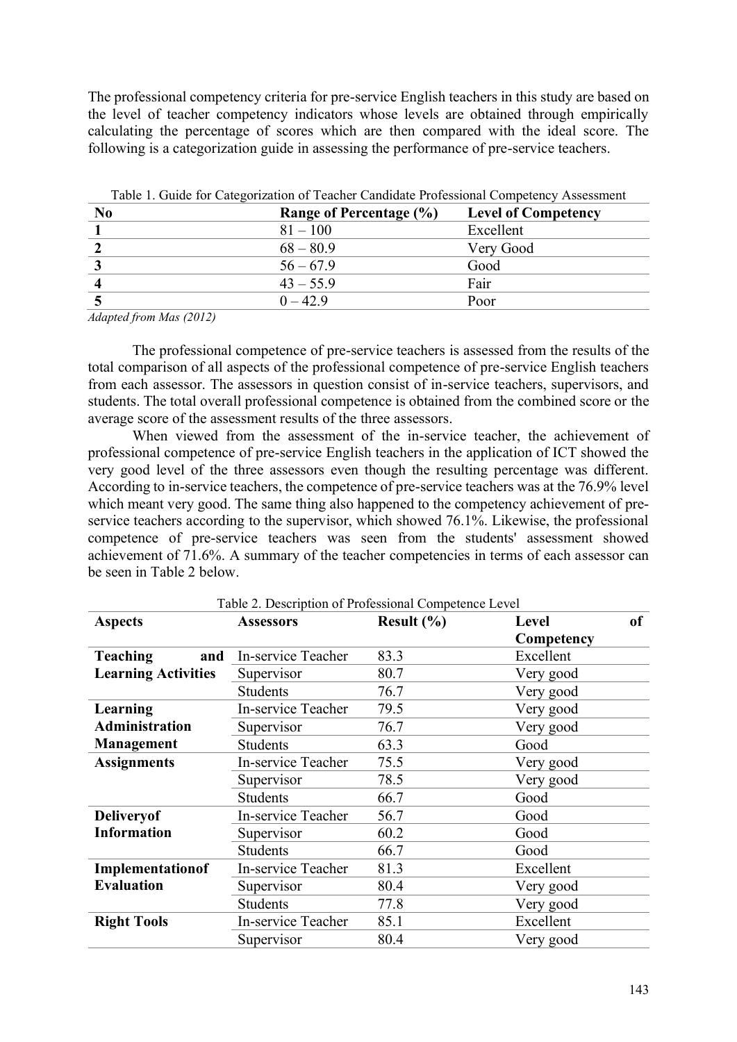The professional competency criteria for pre-service English teachers in this study are based on the level of teacher competency indicators whose levels are obtained through empirically calculating the percentage of scores which are then compared with the ideal score. The following is a categorization guide in assessing the performance of pre-service teachers.

Table 1. Guide for Categorization of Teacher Candidate Professional Competency Assessment

| No | Range of Percentage (%) | Level of Competency |
|---|---|---|
| 1 | 81 – 100 | Excellent |
| 2 | 68 – 80.9 | Very Good |
| 3 | 56 – 67.9 | Good |
| 4 | 43 – 55.9 | Fair |
| 5 | 0 – 42.9 | Poor |

*Adapted from Mas (2012)*

The professional competence of pre-service teachers is assessed from the results of the total comparison of all aspects of the professional competence of pre-service English teachers from each assessor. The assessors in question consist of in-service teachers, supervisors, and students. The total overall professional competence is obtained from the combined score or the average score of the assessment results of the three assessors.

When viewed from the assessment of the in-service teacher, the achievement of professional competence of pre-service English teachers in the application of ICT showed the very good level of the three assessors even though the resulting percentage was different. According to in-service teachers, the competence of pre-service teachers was at the 76.9% level which meant very good. The same thing also happened to the competency achievement of pre-service teachers according to the supervisor, which showed 76.1%. Likewise, the professional competence of pre-service teachers was seen from the students' assessment showed achievement of 71.6%. A summary of the teacher competencies in terms of each assessor can be seen in Table 2 below.

Table 2. Description of Professional Competence Level

| Aspects | Assessors | Result (%) | Level of Competency |
|---|---|---|---|
| Teaching and Learning Activities | In-service Teacher | 83.3 | Excellent |
| | Supervisor | 80.7 | Very good |
| | Students | 76.7 | Very good |
| Learning Administration Management | In-service Teacher | 79.5 | Very good |
| | Supervisor | 76.7 | Very good |
| | Students | 63.3 | Good |
| Assignments | In-service Teacher | 75.5 | Very good |
| | Supervisor | 78.5 | Very good |
| | Students | 66.7 | Good |
| Deliveryof Information | In-service Teacher | 56.7 | Good |
| | Supervisor | 60.2 | Good |
| | Students | 66.7 | Good |
| Implementationof Evaluation | In-service Teacher | 81.3 | Excellent |
| | Supervisor | 80.4 | Very good |
| | Students | 77.8 | Very good |
| Right Tools | In-service Teacher | 85.1 | Excellent |
| | Supervisor | 80.4 | Very good |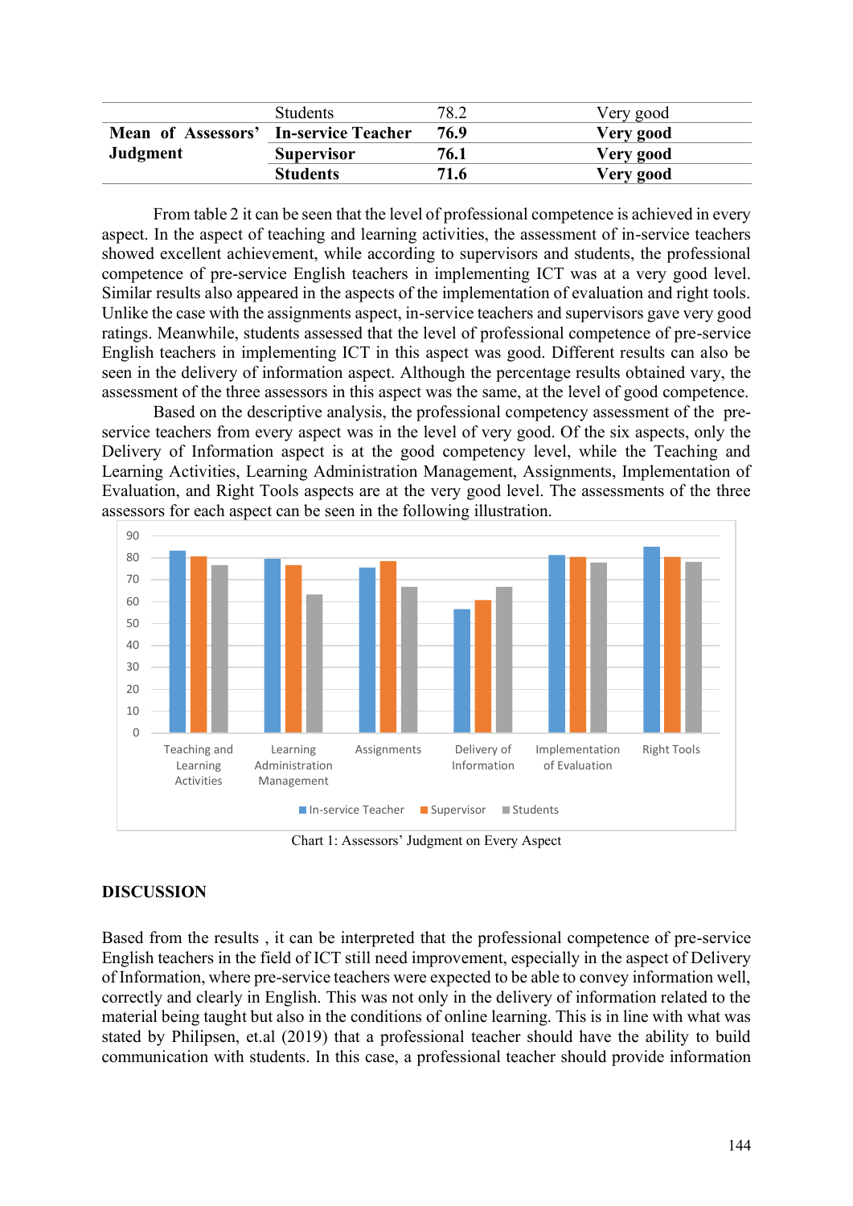|  | Students | 78.2 | Very good |
|---|---|---|---|
| **Mean of Assessors' Judgment** | **In-service Teacher** | **76.9** | **Very good** |
|  | **Supervisor** | **76.1** | **Very good** |
|  | **Students** | **71.6** | **Very good** |

From table 2 it can be seen that the level of professional competence is achieved in every aspect. In the aspect of teaching and learning activities, the assessment of in-service teachers showed excellent achievement, while according to supervisors and students, the professional competence of pre-service English teachers in implementing ICT was at a very good level. Similar results also appeared in the aspects of the implementation of evaluation and right tools. Unlike the case with the assignments aspect, in-service teachers and supervisors gave very good ratings. Meanwhile, students assessed that the level of professional competence of pre-service English teachers in implementing ICT in this aspect was good. Different results can also be seen in the delivery of information aspect. Although the percentage results obtained vary, the assessment of the three assessors in this aspect was the same, at the level of good competence.

Based on the descriptive analysis, the professional competency assessment of the pre-service teachers from every aspect was in the level of very good. Of the six aspects, only the Delivery of Information aspect is at the good competency level, while the Teaching and Learning Activities, Learning Administration Management, Assignments, Implementation of Evaluation, and Right Tools aspects are at the very good level. The assessments of the three assessors for each aspect can be seen in the following illustration.

Chart 1: Assessors' Judgment on Every Aspect

## DISCUSSION

Based from the results , it can be interpreted that the professional competence of pre-service English teachers in the field of ICT still need improvement, especially in the aspect of Delivery of Information, where pre-service teachers were expected to be able to convey information well, correctly and clearly in English. This was not only in the delivery of information related to the material being taught but also in the conditions of online learning. This is in line with what was stated by Philipsen, et.al (2019) that a professional teacher should have the ability to build communication with students. In this case, a professional teacher should provide information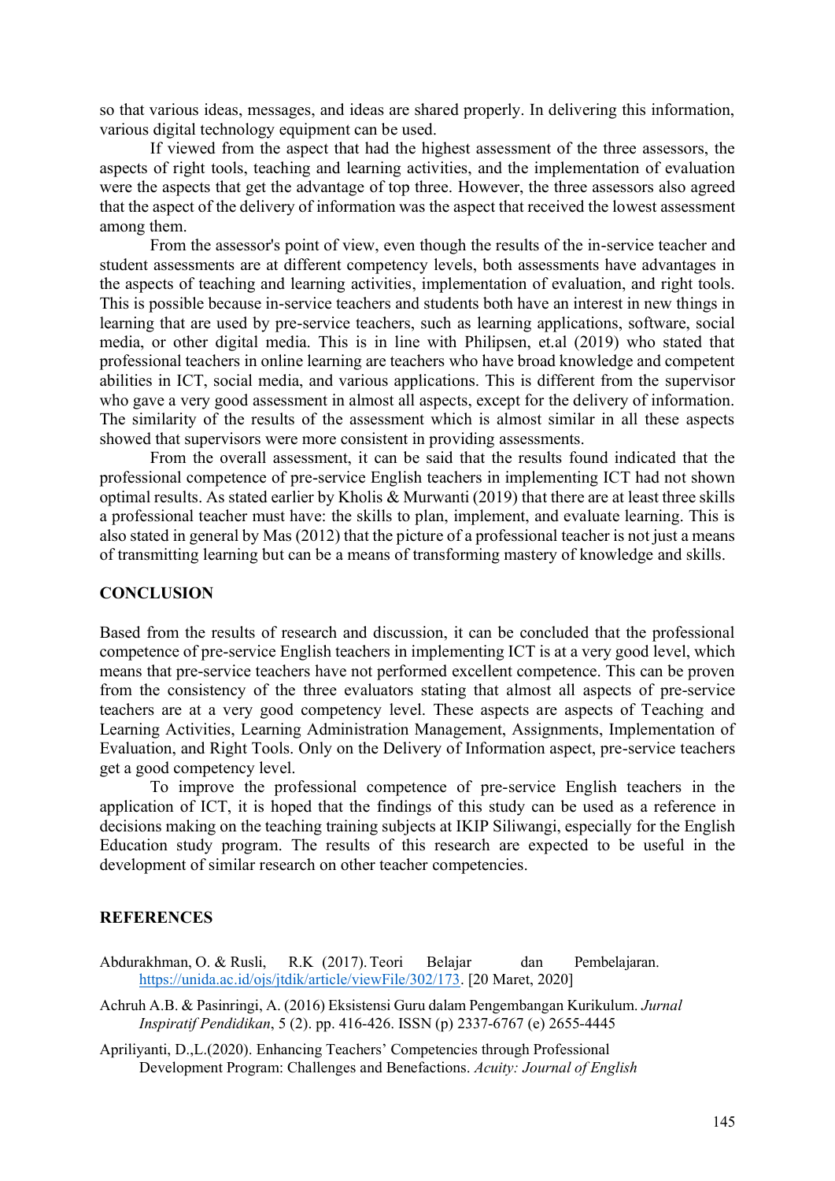so that various ideas, messages, and ideas are shared properly. In delivering this information, various digital technology equipment can be used.

If viewed from the aspect that had the highest assessment of the three assessors, the aspects of right tools, teaching and learning activities, and the implementation of evaluation were the aspects that get the advantage of top three. However, the three assessors also agreed that the aspect of the delivery of information was the aspect that received the lowest assessment among them.

From the assessor's point of view, even though the results of the in-service teacher and student assessments are at different competency levels, both assessments have advantages in the aspects of teaching and learning activities, implementation of evaluation, and right tools. This is possible because in-service teachers and students both have an interest in new things in learning that are used by pre-service teachers, such as learning applications, software, social media, or other digital media. This is in line with Philipsen, et.al (2019) who stated that professional teachers in online learning are teachers who have broad knowledge and competent abilities in ICT, social media, and various applications. This is different from the supervisor who gave a very good assessment in almost all aspects, except for the delivery of information. The similarity of the results of the assessment which is almost similar in all these aspects showed that supervisors were more consistent in providing assessments.

From the overall assessment, it can be said that the results found indicated that the professional competence of pre-service English teachers in implementing ICT had not shown optimal results. As stated earlier by Kholis & Murwanti (2019) that there are at least three skills a professional teacher must have: the skills to plan, implement, and evaluate learning. This is also stated in general by Mas (2012) that the picture of a professional teacher is not just a means of transmitting learning but can be a means of transforming mastery of knowledge and skills.

## CONCLUSION

Based from the results of research and discussion, it can be concluded that the professional competence of pre-service English teachers in implementing ICT is at a very good level, which means that pre-service teachers have not performed excellent competence. This can be proven from the consistency of the three evaluators stating that almost all aspects of pre-service teachers are at a very good competency level. These aspects are aspects of Teaching and Learning Activities, Learning Administration Management, Assignments, Implementation of Evaluation, and Right Tools. Only on the Delivery of Information aspect, pre-service teachers get a good competency level.

To improve the professional competence of pre-service English teachers in the application of ICT, it is hoped that the findings of this study can be used as a reference in decisions making on the teaching training subjects at IKIP Siliwangi, especially for the English Education study program. The results of this research are expected to be useful in the development of similar research on other teacher competencies.

## REFERENCES

Abdurakhman, O. & Rusli, R.K (2017). Teori Belajar dan Pembelajaran. https://unida.ac.id/ojs/jtdik/article/viewFile/302/173. [20 Maret, 2020]

Achruh A.B. & Pasinringi, A. (2016) Eksistensi Guru dalam Pengembangan Kurikulum. *Jurnal Inspiratif Pendidikan*, 5 (2). pp. 416-426. ISSN (p) 2337-6767 (e) 2655-4445

Apriliyanti, D.,L.(2020). Enhancing Teachers' Competencies through Professional Development Program: Challenges and Benefactions. *Acuity: Journal of English*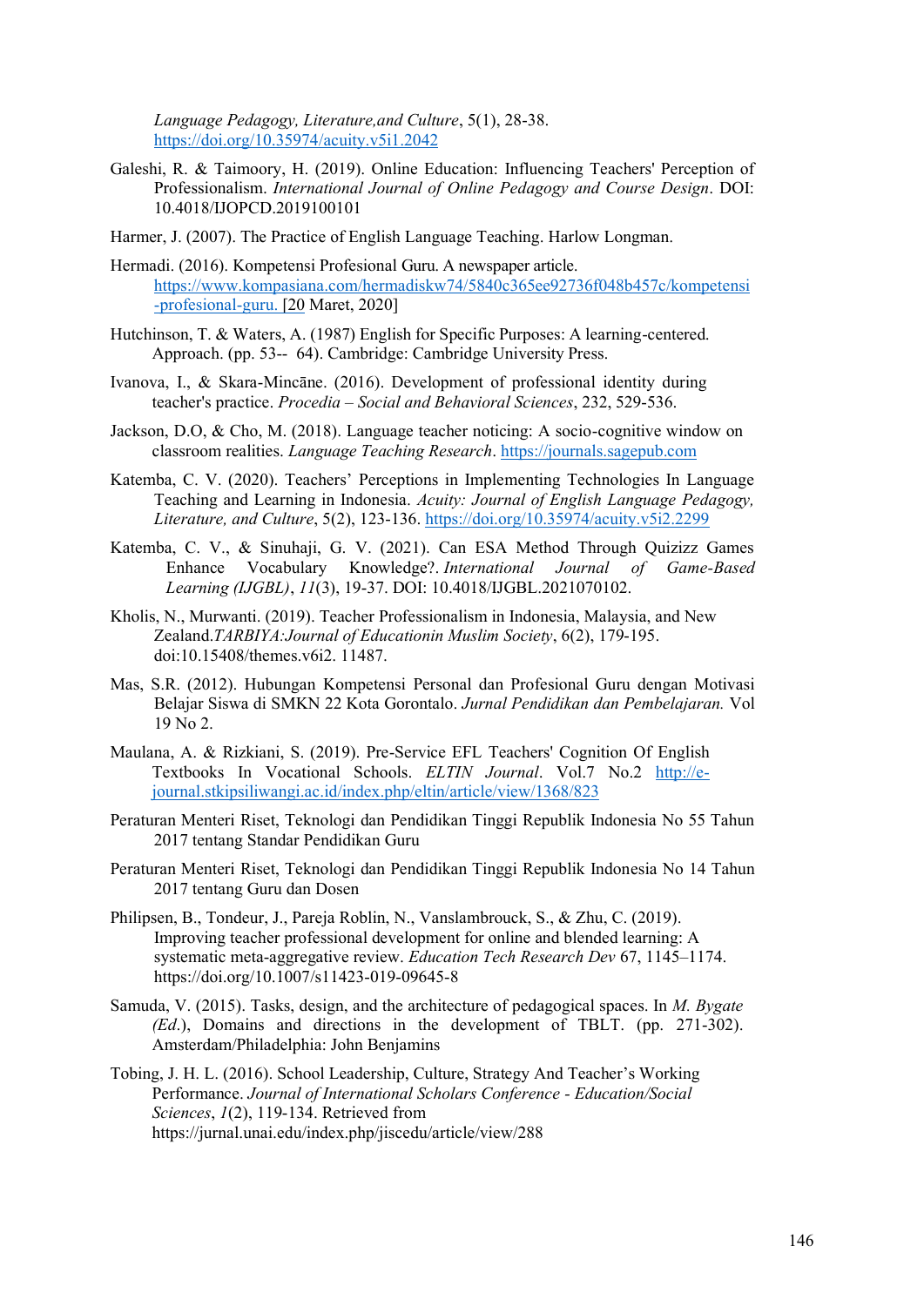*Language Pedagogy, Literature,and Culture*, 5(1), 28-38. https://doi.org/10.35974/acuity.v5i1.2042

Galeshi, R. & Taimoory, H. (2019). Online Education: Influencing Teachers' Perception of Professionalism. *International Journal of Online Pedagogy and Course Design*. DOI: 10.4018/IJOPCD.2019100101

Harmer, J. (2007). The Practice of English Language Teaching. Harlow Longman.

Hermadi. (2016). Kompetensi Profesional Guru. A newspaper article. https://www.kompasiana.com/hermadiskw74/5840c365ee92736f048b457c/kompetensi-profesional-guru. [20 Maret, 2020]

Hutchinson, T. & Waters, A. (1987) English for Specific Purposes: A learning-centered. Approach. (pp. 53-- 64). Cambridge: Cambridge University Press.

Ivanova, I., & Skara-Mincāne. (2016). Development of professional identity during teacher's practice. *Procedia – Social and Behavioral Sciences*, 232, 529-536.

Jackson, D.O, & Cho, M. (2018). Language teacher noticing: A socio-cognitive window on classroom realities. *Language Teaching Research*. https://journals.sagepub.com

Katemba, C. V. (2020). Teachers' Perceptions in Implementing Technologies In Language Teaching and Learning in Indonesia. *Acuity: Journal of English Language Pedagogy, Literature, and Culture*, 5(2), 123-136. https://doi.org/10.35974/acuity.v5i2.2299

Katemba, C. V., & Sinuhaji, G. V. (2021). Can ESA Method Through Quizizz Games Enhance Vocabulary Knowledge?. *International Journal of Game-Based Learning (IJGBL)*, *11*(3), 19-37. DOI: 10.4018/IJGBL.2021070102.

Kholis, N., Murwanti. (2019). Teacher Professionalism in Indonesia, Malaysia, and New Zealand.*TARBIYA:Journal of Educationin Muslim Society*, 6(2), 179-195. doi:10.15408/themes.v6i2. 11487.

Mas, S.R. (2012). Hubungan Kompetensi Personal dan Profesional Guru dengan Motivasi Belajar Siswa di SMKN 22 Kota Gorontalo. *Jurnal Pendidikan dan Pembelajaran.* Vol 19 No 2.

Maulana, A. & Rizkiani, S. (2019). Pre-Service EFL Teachers' Cognition Of English Textbooks In Vocational Schools. *ELTIN Journal*. Vol.7 No.2 http://e-journal.stkipsiliwangi.ac.id/index.php/eltin/article/view/1368/823

Peraturan Menteri Riset, Teknologi dan Pendidikan Tinggi Republik Indonesia No 55 Tahun 2017 tentang Standar Pendidikan Guru

Peraturan Menteri Riset, Teknologi dan Pendidikan Tinggi Republik Indonesia No 14 Tahun 2017 tentang Guru dan Dosen

Philipsen, B., Tondeur, J., Pareja Roblin, N., Vanslambrouck, S., & Zhu, C. (2019). Improving teacher professional development for online and blended learning: A systematic meta-aggregative review. *Education Tech Research Dev* 67, 1145–1174. https://doi.org/10.1007/s11423-019-09645-8

Samuda, V. (2015). Tasks, design, and the architecture of pedagogical spaces. In *M. Bygate (Ed.*), Domains and directions in the development of TBLT. (pp. 271-302). Amsterdam/Philadelphia: John Benjamins

Tobing, J. H. L. (2016). School Leadership, Culture, Strategy And Teacher's Working Performance. *Journal of International Scholars Conference - Education/Social Sciences*, *1*(2), 119-134. Retrieved from https://jurnal.unai.edu/index.php/jiscedu/article/view/288